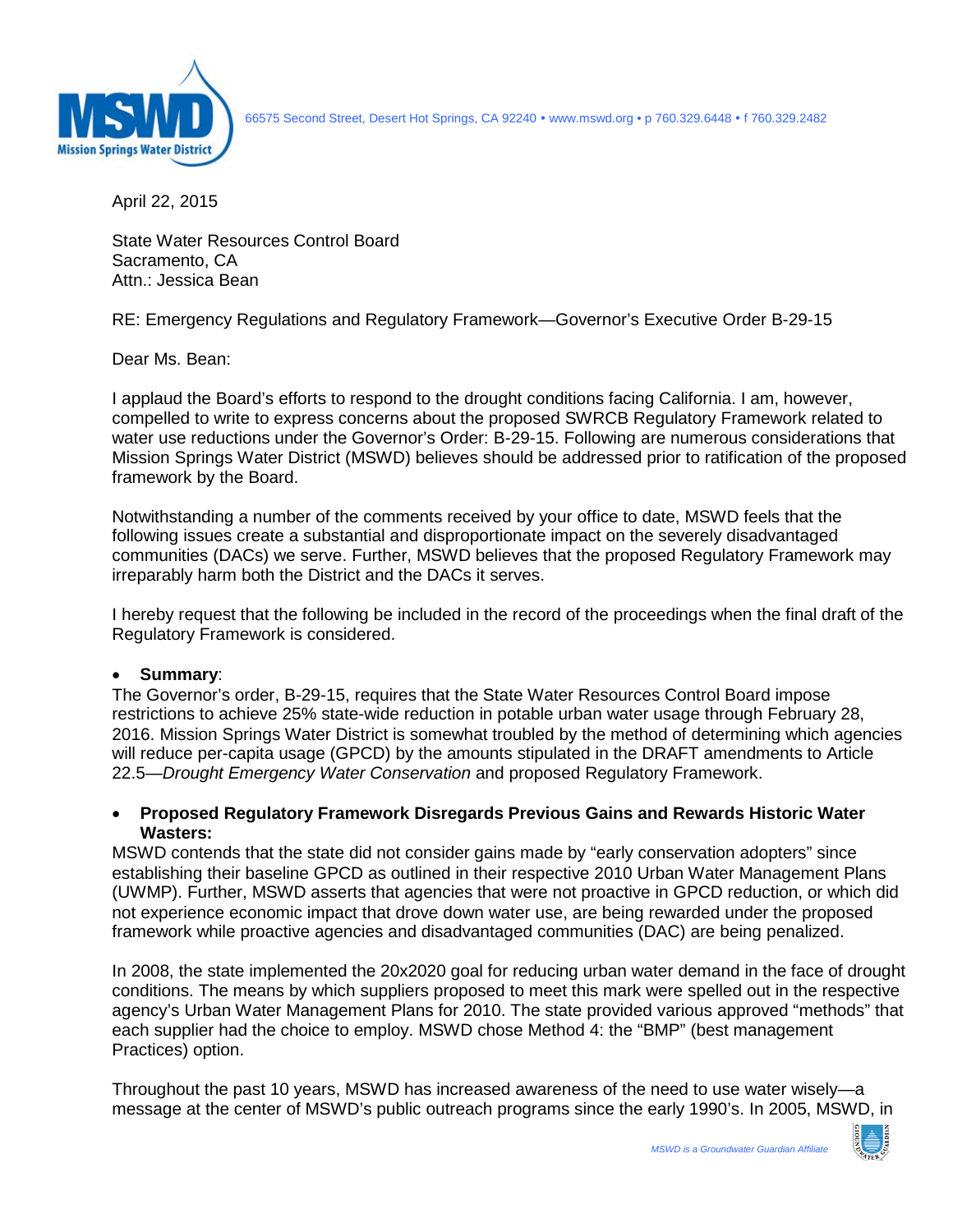66575 Second Street, Desert Hot Springs, CA 92240 • www.mswd.org • p 760.329.6448 • f 760.329.2482

April 22, 2015

State Water Resources Control Board
Sacramento, CA
Attn.: Jessica Bean

RE: Emergency Regulations and Regulatory Framework—Governor's Executive Order B-29-15

Dear Ms. Bean:

I applaud the Board's efforts to respond to the drought conditions facing California. I am, however, compelled to write to express concerns about the proposed SWRCB Regulatory Framework related to water use reductions under the Governor's Order: B-29-15. Following are numerous considerations that Mission Springs Water District (MSWD) believes should be addressed prior to ratification of the proposed framework by the Board.

Notwithstanding a number of the comments received by your office to date, MSWD feels that the following issues create a substantial and disproportionate impact on the severely disadvantaged communities (DACs) we serve. Further, MSWD believes that the proposed Regulatory Framework may irreparably harm both the District and the DACs it serves.

I hereby request that the following be included in the record of the proceedings when the final draft of the Regulatory Framework is considered.

- **Summary**:

The Governor's order, B-29-15, requires that the State Water Resources Control Board impose restrictions to achieve 25% state-wide reduction in potable urban water usage through February 28, 2016. Mission Springs Water District is somewhat troubled by the method of determining which agencies will reduce per-capita usage (GPCD) by the amounts stipulated in the DRAFT amendments to Article 22.5—*Drought Emergency Water Conservation* and proposed Regulatory Framework.

- **Proposed Regulatory Framework Disregards Previous Gains and Rewards Historic Water Wasters:**

MSWD contends that the state did not consider gains made by "early conservation adopters" since establishing their baseline GPCD as outlined in their respective 2010 Urban Water Management Plans (UWMP). Further, MSWD asserts that agencies that were not proactive in GPCD reduction, or which did not experience economic impact that drove down water use, are being rewarded under the proposed framework while proactive agencies and disadvantaged communities (DAC) are being penalized.

In 2008, the state implemented the 20x2020 goal for reducing urban water demand in the face of drought conditions. The means by which suppliers proposed to meet this mark were spelled out in the respective agency's Urban Water Management Plans for 2010. The state provided various approved "methods" that each supplier had the choice to employ. MSWD chose Method 4: the "BMP" (best management Practices) option.

Throughout the past 10 years, MSWD has increased awareness of the need to use water wisely—a message at the center of MSWD's public outreach programs since the early 1990's. In 2005, MSWD, in

MSWD is a Groundwater Guardian Affiliate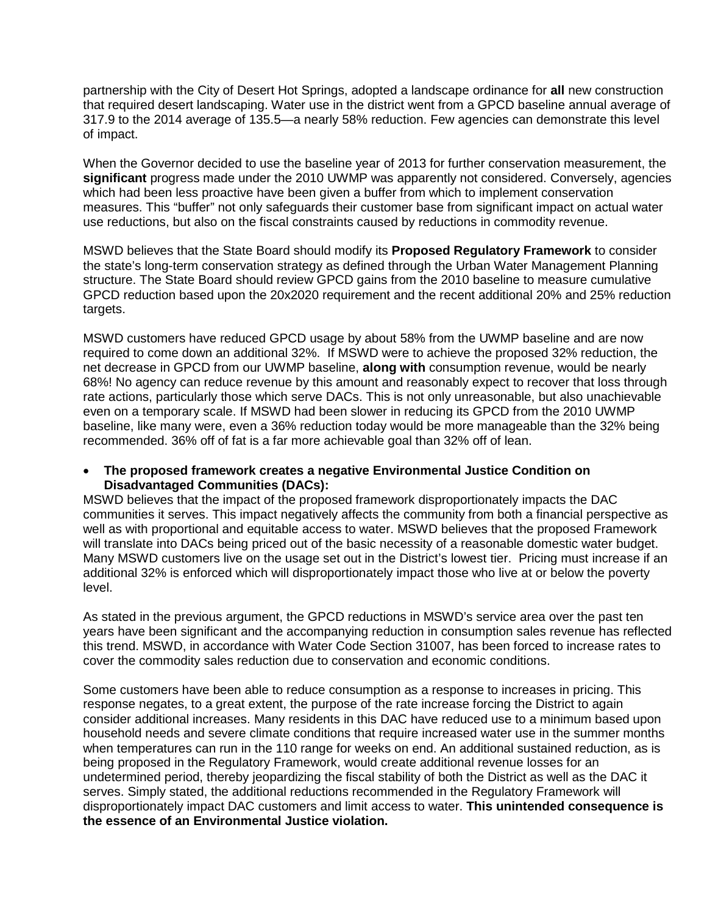partnership with the City of Desert Hot Springs, adopted a landscape ordinance for **all** new construction that required desert landscaping. Water use in the district went from a GPCD baseline annual average of 317.9 to the 2014 average of 135.5—a nearly 58% reduction. Few agencies can demonstrate this level of impact.

When the Governor decided to use the baseline year of 2013 for further conservation measurement, the **significant** progress made under the 2010 UWMP was apparently not considered. Conversely, agencies which had been less proactive have been given a buffer from which to implement conservation measures. This "buffer" not only safeguards their customer base from significant impact on actual water use reductions, but also on the fiscal constraints caused by reductions in commodity revenue.

MSWD believes that the State Board should modify its **Proposed Regulatory Framework** to consider the state's long-term conservation strategy as defined through the Urban Water Management Planning structure. The State Board should review GPCD gains from the 2010 baseline to measure cumulative GPCD reduction based upon the 20x2020 requirement and the recent additional 20% and 25% reduction targets.

MSWD customers have reduced GPCD usage by about 58% from the UWMP baseline and are now required to come down an additional 32%. If MSWD were to achieve the proposed 32% reduction, the net decrease in GPCD from our UWMP baseline, **along with** consumption revenue, would be nearly 68%! No agency can reduce revenue by this amount and reasonably expect to recover that loss through rate actions, particularly those which serve DACs. This is not only unreasonable, but also unachievable even on a temporary scale. If MSWD had been slower in reducing its GPCD from the 2010 UWMP baseline, like many were, even a 36% reduction today would be more manageable than the 32% being recommended. 36% off of fat is a far more achievable goal than 32% off of lean.

- **The proposed framework creates a negative Environmental Justice Condition on Disadvantaged Communities (DACs):**

MSWD believes that the impact of the proposed framework disproportionately impacts the DAC communities it serves. This impact negatively affects the community from both a financial perspective as well as with proportional and equitable access to water. MSWD believes that the proposed Framework will translate into DACs being priced out of the basic necessity of a reasonable domestic water budget. Many MSWD customers live on the usage set out in the District's lowest tier. Pricing must increase if an additional 32% is enforced which will disproportionately impact those who live at or below the poverty level.

As stated in the previous argument, the GPCD reductions in MSWD's service area over the past ten years have been significant and the accompanying reduction in consumption sales revenue has reflected this trend. MSWD, in accordance with Water Code Section 31007, has been forced to increase rates to cover the commodity sales reduction due to conservation and economic conditions.

Some customers have been able to reduce consumption as a response to increases in pricing. This response negates, to a great extent, the purpose of the rate increase forcing the District to again consider additional increases. Many residents in this DAC have reduced use to a minimum based upon household needs and severe climate conditions that require increased water use in the summer months when temperatures can run in the 110 range for weeks on end. An additional sustained reduction, as is being proposed in the Regulatory Framework, would create additional revenue losses for an undetermined period, thereby jeopardizing the fiscal stability of both the District as well as the DAC it serves. Simply stated, the additional reductions recommended in the Regulatory Framework will disproportionately impact DAC customers and limit access to water. **This unintended consequence is the essence of an Environmental Justice violation.**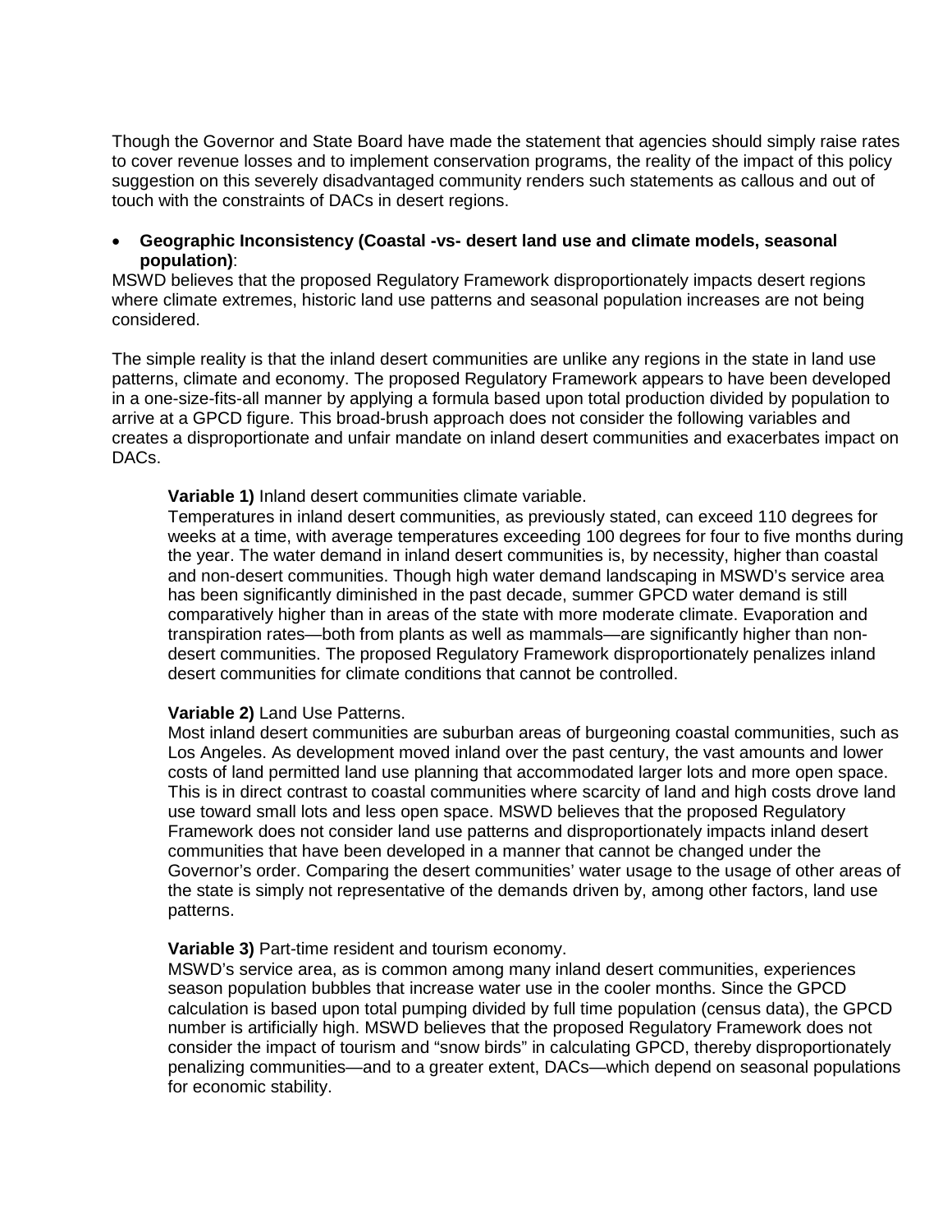Though the Governor and State Board have made the statement that agencies should simply raise rates to cover revenue losses and to implement conservation programs, the reality of the impact of this policy suggestion on this severely disadvantaged community renders such statements as callous and out of touch with the constraints of DACs in desert regions.

- **Geographic Inconsistency (Coastal -vs- desert land use and climate models, seasonal population)**:

MSWD believes that the proposed Regulatory Framework disproportionately impacts desert regions where climate extremes, historic land use patterns and seasonal population increases are not being considered.

The simple reality is that the inland desert communities are unlike any regions in the state in land use patterns, climate and economy. The proposed Regulatory Framework appears to have been developed in a one-size-fits-all manner by applying a formula based upon total production divided by population to arrive at a GPCD figure. This broad-brush approach does not consider the following variables and creates a disproportionate and unfair mandate on inland desert communities and exacerbates impact on DACs.

> **Variable 1)** Inland desert communities climate variable.
>
> Temperatures in inland desert communities, as previously stated, can exceed 110 degrees for weeks at a time, with average temperatures exceeding 100 degrees for four to five months during the year. The water demand in inland desert communities is, by necessity, higher than coastal and non-desert communities. Though high water demand landscaping in MSWD's service area has been significantly diminished in the past decade, summer GPCD water demand is still comparatively higher than in areas of the state with more moderate climate. Evaporation and transpiration rates—both from plants as well as mammals—are significantly higher than non-desert communities. The proposed Regulatory Framework disproportionately penalizes inland desert communities for climate conditions that cannot be controlled.
>
> **Variable 2)** Land Use Patterns.
>
> Most inland desert communities are suburban areas of burgeoning coastal communities, such as Los Angeles. As development moved inland over the past century, the vast amounts and lower costs of land permitted land use planning that accommodated larger lots and more open space. This is in direct contrast to coastal communities where scarcity of land and high costs drove land use toward small lots and less open space. MSWD believes that the proposed Regulatory Framework does not consider land use patterns and disproportionately impacts inland desert communities that have been developed in a manner that cannot be changed under the Governor's order. Comparing the desert communities' water usage to the usage of other areas of the state is simply not representative of the demands driven by, among other factors, land use patterns.
>
> **Variable 3)** Part-time resident and tourism economy.
>
> MSWD's service area, as is common among many inland desert communities, experiences season population bubbles that increase water use in the cooler months. Since the GPCD calculation is based upon total pumping divided by full time population (census data), the GPCD number is artificially high. MSWD believes that the proposed Regulatory Framework does not consider the impact of tourism and "snow birds" in calculating GPCD, thereby disproportionately penalizing communities—and to a greater extent, DACs—which depend on seasonal populations for economic stability.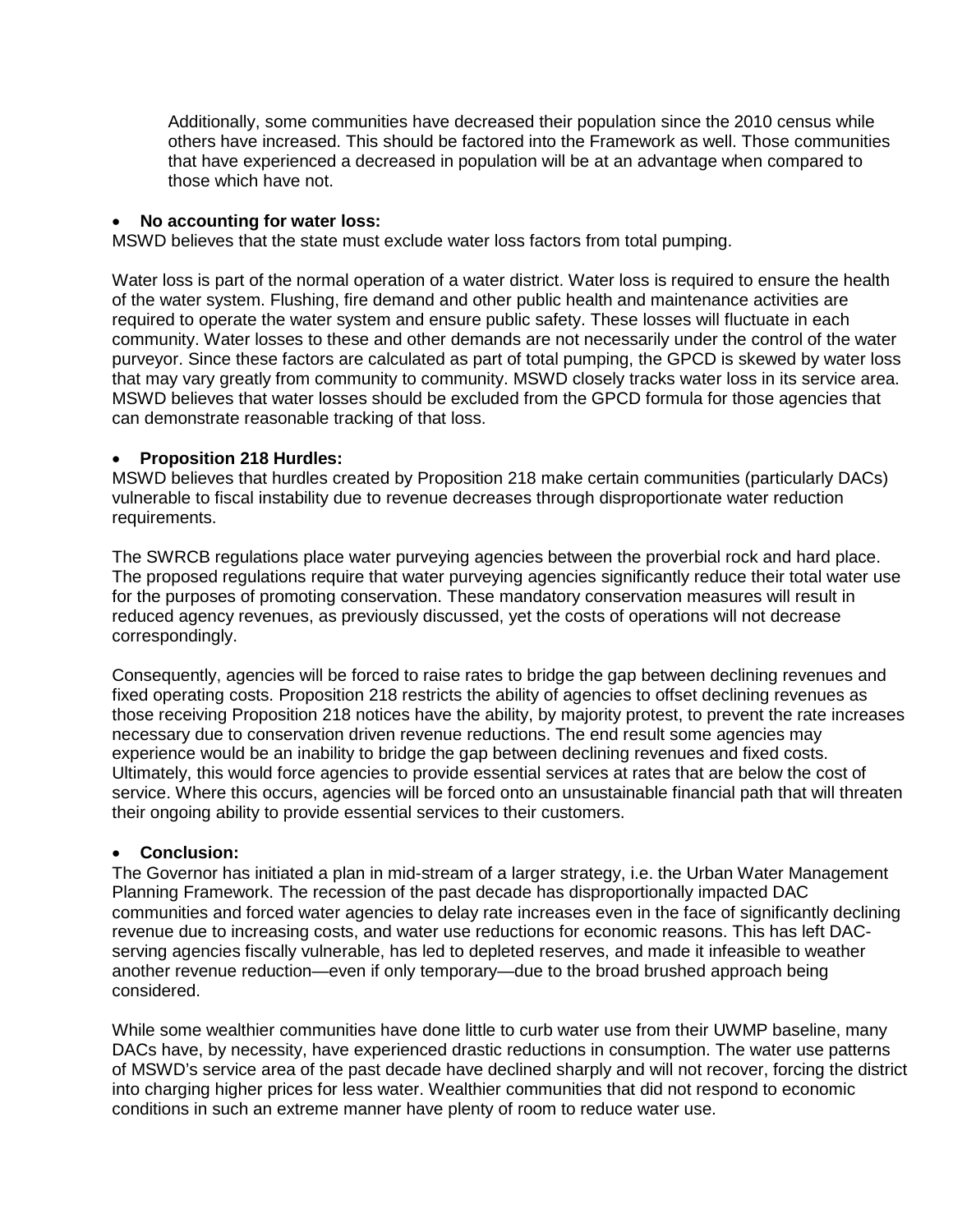Additionally, some communities have decreased their population since the 2010 census while others have increased. This should be factored into the Framework as well. Those communities that have experienced a decreased in population will be at an advantage when compared to those which have not.

- **No accounting for water loss:**

MSWD believes that the state must exclude water loss factors from total pumping.

Water loss is part of the normal operation of a water district. Water loss is required to ensure the health of the water system. Flushing, fire demand and other public health and maintenance activities are required to operate the water system and ensure public safety. These losses will fluctuate in each community. Water losses to these and other demands are not necessarily under the control of the water purveyor. Since these factors are calculated as part of total pumping, the GPCD is skewed by water loss that may vary greatly from community to community. MSWD closely tracks water loss in its service area. MSWD believes that water losses should be excluded from the GPCD formula for those agencies that can demonstrate reasonable tracking of that loss.

- **Proposition 218 Hurdles:**

MSWD believes that hurdles created by Proposition 218 make certain communities (particularly DACs) vulnerable to fiscal instability due to revenue decreases through disproportionate water reduction requirements.

The SWRCB regulations place water purveying agencies between the proverbial rock and hard place. The proposed regulations require that water purveying agencies significantly reduce their total water use for the purposes of promoting conservation. These mandatory conservation measures will result in reduced agency revenues, as previously discussed, yet the costs of operations will not decrease correspondingly.

Consequently, agencies will be forced to raise rates to bridge the gap between declining revenues and fixed operating costs. Proposition 218 restricts the ability of agencies to offset declining revenues as those receiving Proposition 218 notices have the ability, by majority protest, to prevent the rate increases necessary due to conservation driven revenue reductions. The end result some agencies may experience would be an inability to bridge the gap between declining revenues and fixed costs. Ultimately, this would force agencies to provide essential services at rates that are below the cost of service. Where this occurs, agencies will be forced onto an unsustainable financial path that will threaten their ongoing ability to provide essential services to their customers.

- **Conclusion:**

The Governor has initiated a plan in mid-stream of a larger strategy, i.e. the Urban Water Management Planning Framework. The recession of the past decade has disproportionally impacted DAC communities and forced water agencies to delay rate increases even in the face of significantly declining revenue due to increasing costs, and water use reductions for economic reasons. This has left DAC-serving agencies fiscally vulnerable, has led to depleted reserves, and made it infeasible to weather another revenue reduction—even if only temporary—due to the broad brushed approach being considered.

While some wealthier communities have done little to curb water use from their UWMP baseline, many DACs have, by necessity, have experienced drastic reductions in consumption. The water use patterns of MSWD's service area of the past decade have declined sharply and will not recover, forcing the district into charging higher prices for less water. Wealthier communities that did not respond to economic conditions in such an extreme manner have plenty of room to reduce water use.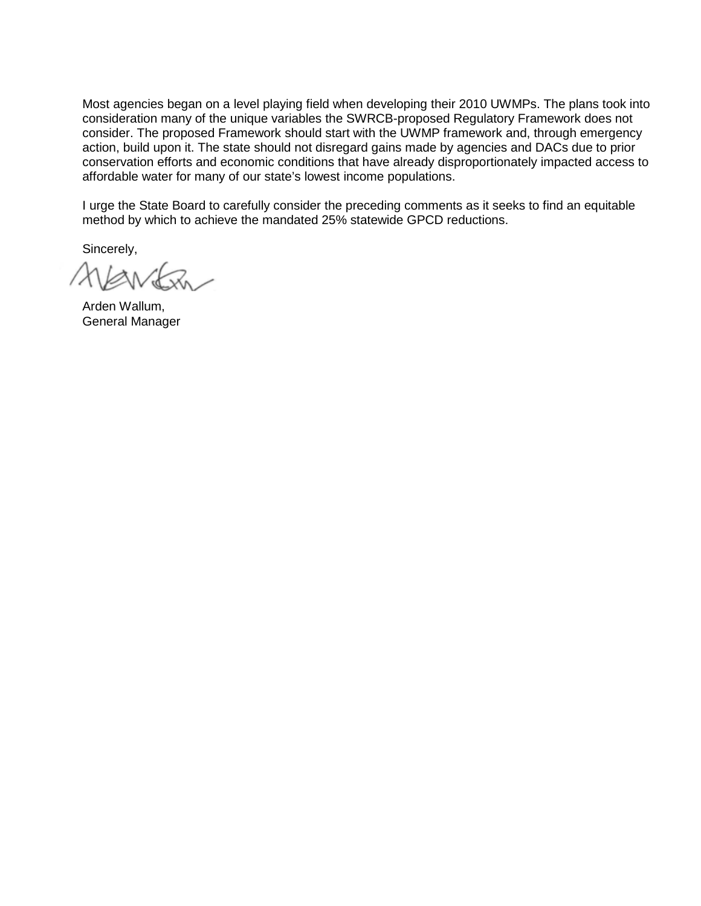Most agencies began on a level playing field when developing their 2010 UWMPs. The plans took into consideration many of the unique variables the SWRCB-proposed Regulatory Framework does not consider. The proposed Framework should start with the UWMP framework and, through emergency action, build upon it. The state should not disregard gains made by agencies and DACs due to prior conservation efforts and economic conditions that have already disproportionately impacted access to affordable water for many of our state's lowest income populations.

I urge the State Board to carefully consider the preceding comments as it seeks to find an equitable method by which to achieve the mandated 25% statewide GPCD reductions.

Sincerely,

Arden Wallum,
General Manager